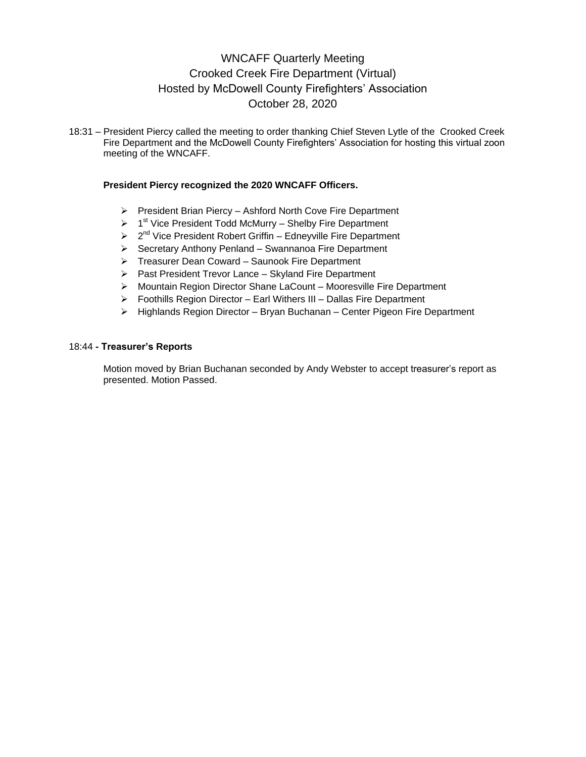# WNCAFF Quarterly Meeting
## Crooked Creek Fire Department (Virtual)
## Hosted by McDowell County Firefighters' Association
## October 28, 2020

18:31 – President Piercy called the meeting to order thanking Chief Steven Lytle of the Crooked Creek Fire Department and the McDowell County Firefighters' Association for hosting this virtual zoon meeting of the WNCAFF.

**President Piercy recognized the 2020 WNCAFF Officers.**

- President Brian Piercy – Ashford North Cove Fire Department
- 1st Vice President Todd McMurry – Shelby Fire Department
- 2nd Vice President Robert Griffin – Edneyville Fire Department
- Secretary Anthony Penland – Swannanoa Fire Department
- Treasurer Dean Coward – Saunook Fire Department
- Past President Trevor Lance – Skyland Fire Department
- Mountain Region Director Shane LaCount – Mooresville Fire Department
- Foothills Region Director – Earl Withers III – Dallas Fire Department
- Highlands Region Director – Bryan Buchanan – Center Pigeon Fire Department

18:44 **- Treasurer's Reports**

Motion moved by Brian Buchanan seconded by Andy Webster to accept treasurer's report as presented. Motion Passed.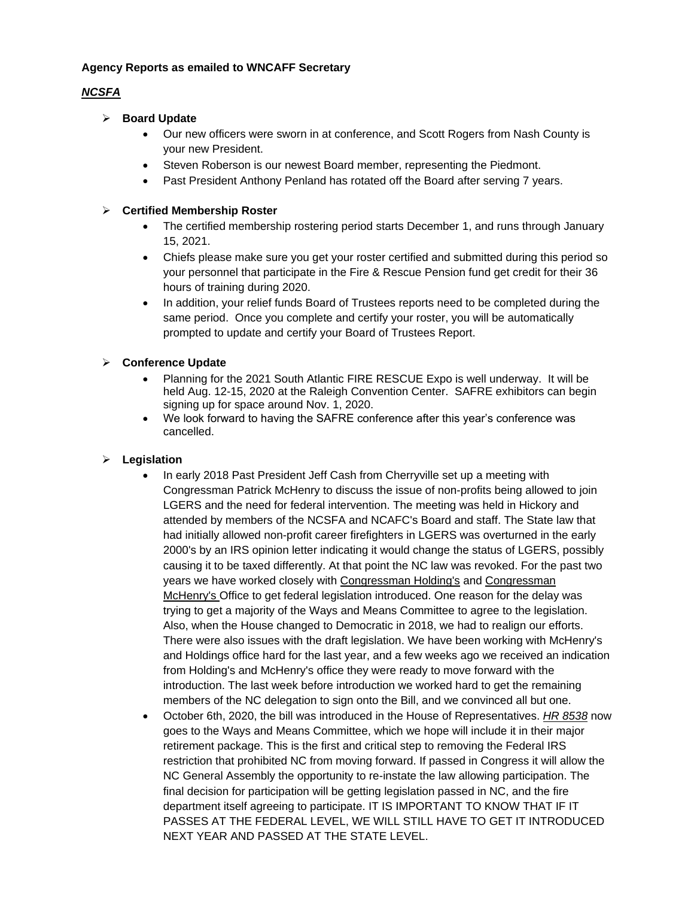**Agency Reports as emailed to WNCAFF Secretary**

***NCSFA***

- **Board Update**
  - Our new officers were sworn in at conference, and Scott Rogers from Nash County is your new President.
  - Steven Roberson is our newest Board member, representing the Piedmont.
  - Past President Anthony Penland has rotated off the Board after serving 7 years.

- **Certified Membership Roster**
  - The certified membership rostering period starts December 1, and runs through January 15, 2021.
  - Chiefs please make sure you get your roster certified and submitted during this period so your personnel that participate in the Fire & Rescue Pension fund get credit for their 36 hours of training during 2020.
  - In addition, your relief funds Board of Trustees reports need to be completed during the same period. Once you complete and certify your roster, you will be automatically prompted to update and certify your Board of Trustees Report.

- **Conference Update**
  - Planning for the 2021 South Atlantic FIRE RESCUE Expo is well underway. It will be held Aug. 12-15, 2020 at the Raleigh Convention Center. SAFRE exhibitors can begin signing up for space around Nov. 1, 2020.
  - We look forward to having the SAFRE conference after this year's conference was cancelled.

- **Legislation**
  - In early 2018 Past President Jeff Cash from Cherryville set up a meeting with Congressman Patrick McHenry to discuss the issue of non-profits being allowed to join LGERS and the need for federal intervention. The meeting was held in Hickory and attended by members of the NCSFA and NCAFC's Board and staff. The State law that had initially allowed non-profit career firefighters in LGERS was overturned in the early 2000's by an IRS opinion letter indicating it would change the status of LGERS, possibly causing it to be taxed differently. At that point the NC law was revoked. For the past two years we have worked closely with Congressman Holding's and Congressman McHenry's Office to get federal legislation introduced. One reason for the delay was trying to get a majority of the Ways and Means Committee to agree to the legislation. Also, when the House changed to Democratic in 2018, we had to realign our efforts. There were also issues with the draft legislation. We have been working with McHenry's and Holdings office hard for the last year, and a few weeks ago we received an indication from Holding's and McHenry's office they were ready to move forward with the introduction. The last week before introduction we worked hard to get the remaining members of the NC delegation to sign onto the Bill, and we convinced all but one.
  - October 6th, 2020, the bill was introduced in the House of Representatives. *HR 8538* now goes to the Ways and Means Committee, which we hope will include it in their major retirement package. This is the first and critical step to removing the Federal IRS restriction that prohibited NC from moving forward. If passed in Congress it will allow the NC General Assembly the opportunity to re-instate the law allowing participation. The final decision for participation will be getting legislation passed in NC, and the fire department itself agreeing to participate. IT IS IMPORTANT TO KNOW THAT IF IT PASSES AT THE FEDERAL LEVEL, WE WILL STILL HAVE TO GET IT INTRODUCED NEXT YEAR AND PASSED AT THE STATE LEVEL.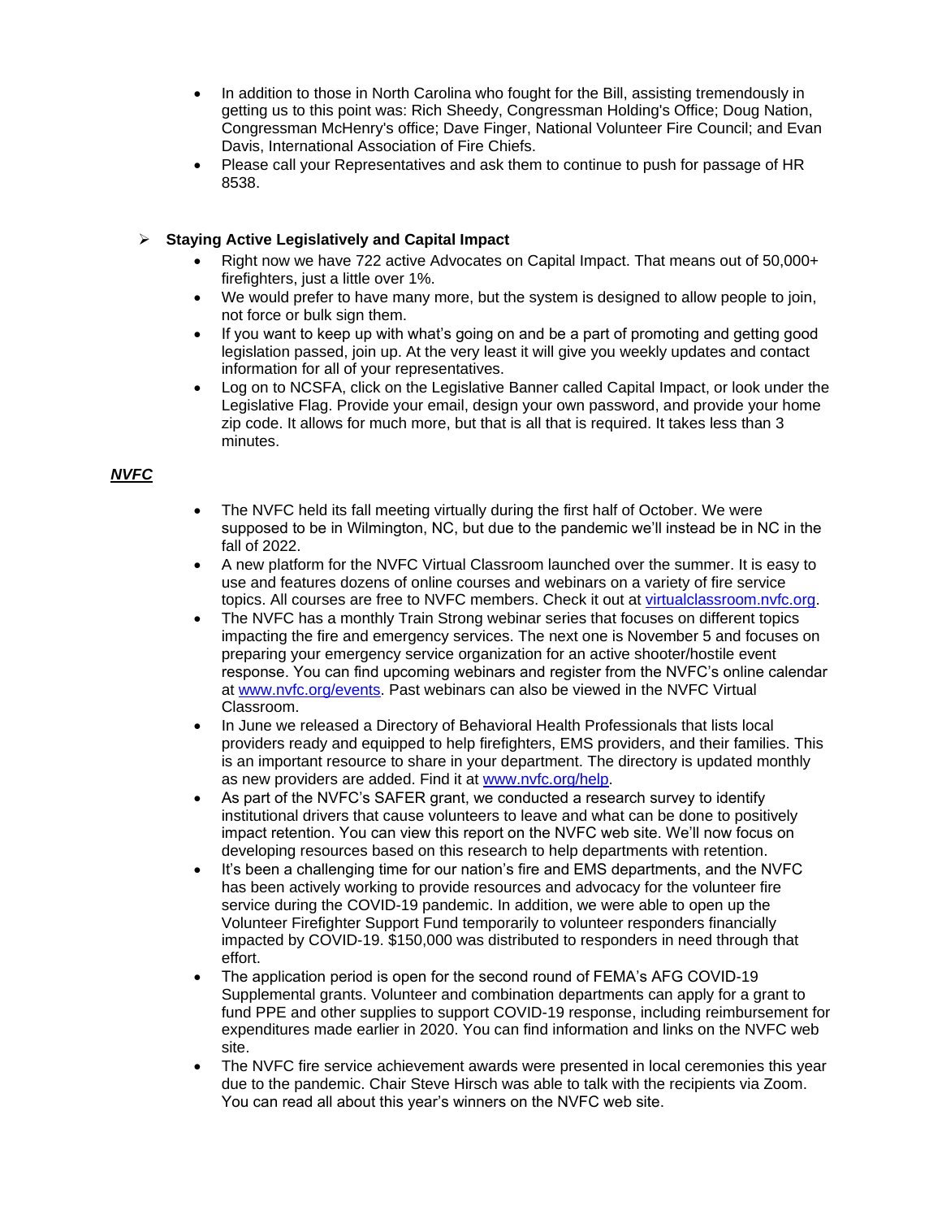- In addition to those in North Carolina who fought for the Bill, assisting tremendously in getting us to this point was: Rich Sheedy, Congressman Holding's Office; Doug Nation, Congressman McHenry's office; Dave Finger, National Volunteer Fire Council; and Evan Davis, International Association of Fire Chiefs.
- Please call your Representatives and ask them to continue to push for passage of HR 8538.

➢ **Staying Active Legislatively and Capital Impact**

- Right now we have 722 active Advocates on Capital Impact. That means out of 50,000+ firefighters, just a little over 1%.
- We would prefer to have many more, but the system is designed to allow people to join, not force or bulk sign them.
- If you want to keep up with what's going on and be a part of promoting and getting good legislation passed, join up. At the very least it will give you weekly updates and contact information for all of your representatives.
- Log on to NCSFA, click on the Legislative Banner called Capital Impact, or look under the Legislative Flag. Provide your email, design your own password, and provide your home zip code. It allows for much more, but that is all that is required. It takes less than 3 minutes.

***NVFC***

- The NVFC held its fall meeting virtually during the first half of October. We were supposed to be in Wilmington, NC, but due to the pandemic we'll instead be in NC in the fall of 2022.
- A new platform for the NVFC Virtual Classroom launched over the summer. It is easy to use and features dozens of online courses and webinars on a variety of fire service topics. All courses are free to NVFC members. Check it out at virtualclassroom.nvfc.org.
- The NVFC has a monthly Train Strong webinar series that focuses on different topics impacting the fire and emergency services. The next one is November 5 and focuses on preparing your emergency service organization for an active shooter/hostile event response. You can find upcoming webinars and register from the NVFC's online calendar at www.nvfc.org/events. Past webinars can also be viewed in the NVFC Virtual Classroom.
- In June we released a Directory of Behavioral Health Professionals that lists local providers ready and equipped to help firefighters, EMS providers, and their families. This is an important resource to share in your department. The directory is updated monthly as new providers are added. Find it at www.nvfc.org/help.
- As part of the NVFC's SAFER grant, we conducted a research survey to identify institutional drivers that cause volunteers to leave and what can be done to positively impact retention. You can view this report on the NVFC web site. We'll now focus on developing resources based on this research to help departments with retention.
- It's been a challenging time for our nation's fire and EMS departments, and the NVFC has been actively working to provide resources and advocacy for the volunteer fire service during the COVID-19 pandemic. In addition, we were able to open up the Volunteer Firefighter Support Fund temporarily to volunteer responders financially impacted by COVID-19. $150,000 was distributed to responders in need through that effort.
- The application period is open for the second round of FEMA's AFG COVID-19 Supplemental grants. Volunteer and combination departments can apply for a grant to fund PPE and other supplies to support COVID-19 response, including reimbursement for expenditures made earlier in 2020. You can find information and links on the NVFC web site.
- The NVFC fire service achievement awards were presented in local ceremonies this year due to the pandemic. Chair Steve Hirsch was able to talk with the recipients via Zoom. You can read all about this year's winners on the NVFC web site.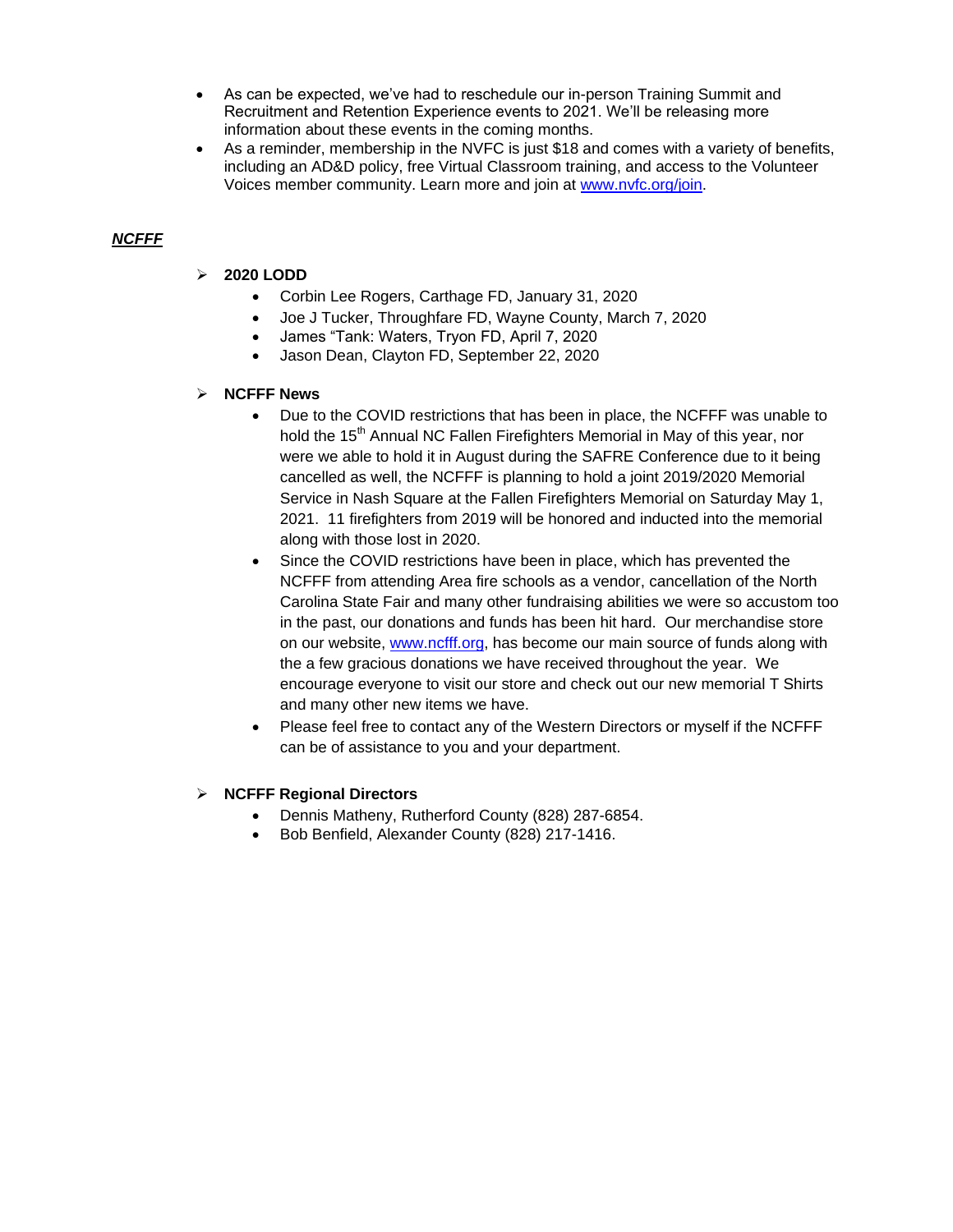- As can be expected, we've had to reschedule our in-person Training Summit and Recruitment and Retention Experience events to 2021. We'll be releasing more information about these events in the coming months.
- As a reminder, membership in the NVFC is just $18 and comes with a variety of benefits, including an AD&D policy, free Virtual Classroom training, and access to the Volunteer Voices member community. Learn more and join at www.nvfc.org/join.

***NCFFF***

- **2020 LODD**
  - Corbin Lee Rogers, Carthage FD, January 31, 2020
  - Joe J Tucker, Throughfare FD, Wayne County, March 7, 2020
  - James "Tank: Waters, Tryon FD, April 7, 2020
  - Jason Dean, Clayton FD, September 22, 2020

- **NCFFF News**
  - Due to the COVID restrictions that has been in place, the NCFFF was unable to hold the 15th Annual NC Fallen Firefighters Memorial in May of this year, nor were we able to hold it in August during the SAFRE Conference due to it being cancelled as well, the NCFFF is planning to hold a joint 2019/2020 Memorial Service in Nash Square at the Fallen Firefighters Memorial on Saturday May 1, 2021. 11 firefighters from 2019 will be honored and inducted into the memorial along with those lost in 2020.
  - Since the COVID restrictions have been in place, which has prevented the NCFFF from attending Area fire schools as a vendor, cancellation of the North Carolina State Fair and many other fundraising abilities we were so accustom too in the past, our donations and funds has been hit hard. Our merchandise store on our website, www.ncfff.org, has become our main source of funds along with the a few gracious donations we have received throughout the year. We encourage everyone to visit our store and check out our new memorial T Shirts and many other new items we have.
  - Please feel free to contact any of the Western Directors or myself if the NCFFF can be of assistance to you and your department.

- **NCFFF Regional Directors**
  - Dennis Matheny, Rutherford County (828) 287-6854.
  - Bob Benfield, Alexander County (828) 217-1416.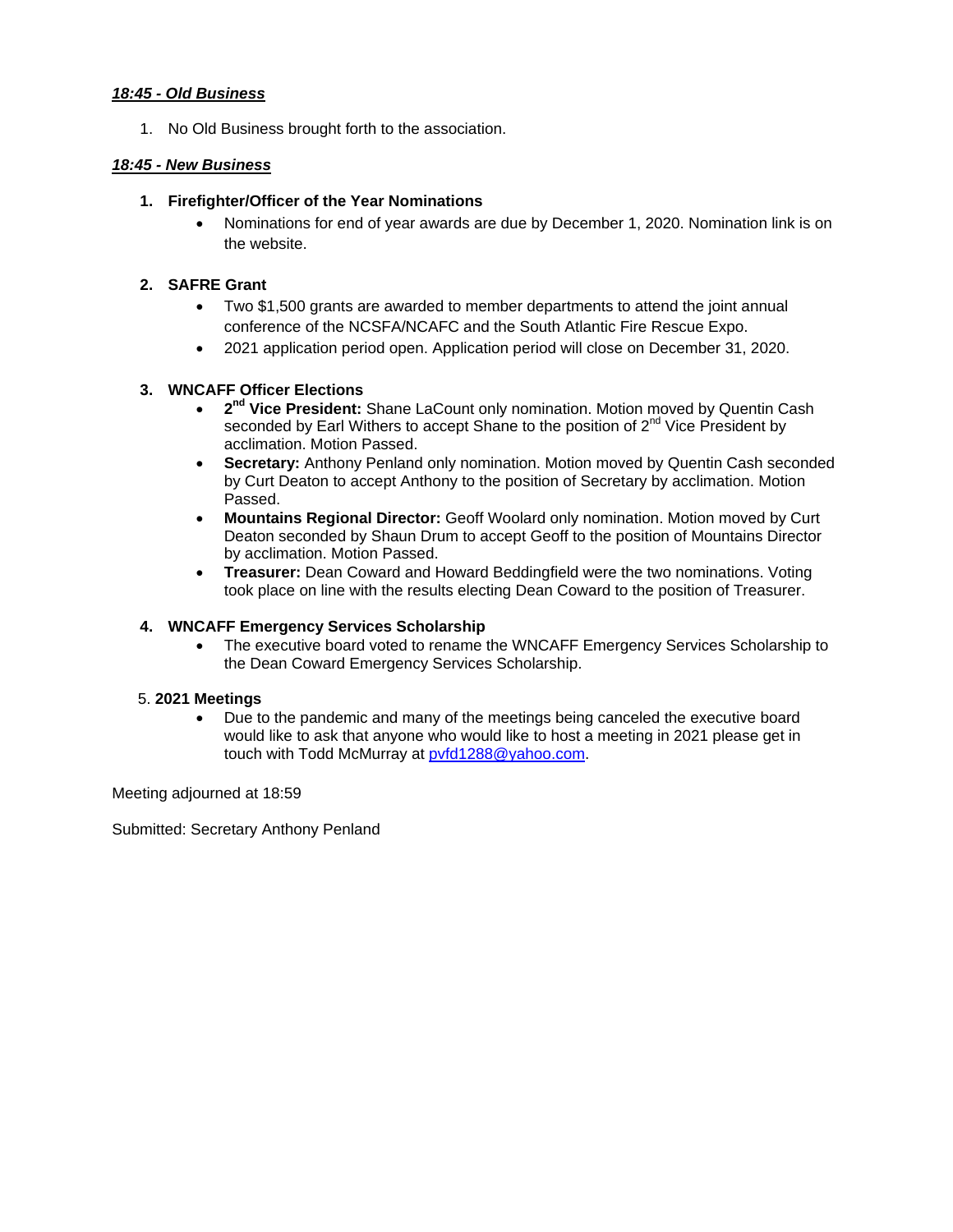***18:45 - Old Business***

1. No Old Business brought forth to the association.

***18:45 - New Business***

1. **Firefighter/Officer of the Year Nominations**
   - Nominations for end of year awards are due by December 1, 2020. Nomination link is on the website.

2. **SAFRE Grant**
   - Two $1,500 grants are awarded to member departments to attend the joint annual conference of the NCSFA/NCAFC and the South Atlantic Fire Rescue Expo.
   - 2021 application period open. Application period will close on December 31, 2020.

3. **WNCAFF Officer Elections**
   - **2nd Vice President:** Shane LaCount only nomination. Motion moved by Quentin Cash seconded by Earl Withers to accept Shane to the position of 2nd Vice President by acclimation. Motion Passed.
   - **Secretary:** Anthony Penland only nomination. Motion moved by Quentin Cash seconded by Curt Deaton to accept Anthony to the position of Secretary by acclimation. Motion Passed.
   - **Mountains Regional Director:** Geoff Woolard only nomination. Motion moved by Curt Deaton seconded by Shaun Drum to accept Geoff to the position of Mountains Director by acclimation. Motion Passed.
   - **Treasurer:** Dean Coward and Howard Beddingfield were the two nominations. Voting took place on line with the results electing Dean Coward to the position of Treasurer.

4. **WNCAFF Emergency Services Scholarship**
   - The executive board voted to rename the WNCAFF Emergency Services Scholarship to the Dean Coward Emergency Services Scholarship.

5. **2021 Meetings**
   - Due to the pandemic and many of the meetings being canceled the executive board would like to ask that anyone who would like to host a meeting in 2021 please get in touch with Todd McMurray at pvfd1288@yahoo.com.

Meeting adjourned at 18:59

Submitted: Secretary Anthony Penland